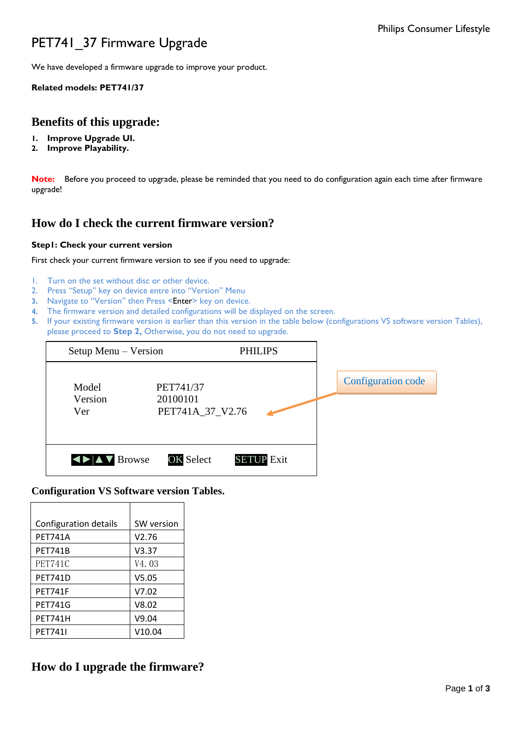# PET741_37 Firmware Upgrade

We have developed a firmware upgrade to improve your product.

**Related models: PET741/37**

## Benefits of this upgrade:

1. **Improve Upgrade UI.**
2. **Improve Playability.**

**Note:** Before you proceed to upgrade, please be reminded that you need to do configuration again each time after firmware upgrade!

## How do I check the current firmware version?

**Step1: Check your current version**

First check your current firmware version to see if you need to upgrade:

1. Turn on the set without disc or other device.
2. Press "Setup" key on device entre into "Version" Menu
3. Navigate to "Version" then Press <Enter> key on device.
4. The firmware version and detailed configurations will be displayed on the screen.
5. If your existing firmware version is earlier than this version in the table below (configurations VS software version Tables), please proceed to **Step 2,** Otherwise, you do not need to upgrade.

| Setup Menu – Version | PHILIPS |
|---|---|
| Model | PET741/37 |
| Version | 20100101 |
| Ver | PET741A_37_V2.76 |
| ◀▶▲▼ Browse &nbsp; OK Select | SETUP Exit |

Configuration code

**Configuration VS Software version Tables.**

| Configuration details | SW version |
|---|---|
| PET741A | V2.76 |
| PET741B | V3.37 |
| PET741C | V4. 03 |
| PET741D | V5.05 |
| PET741F | V7.02 |
| PET741G | V8.02 |
| PET741H | V9.04 |
| PET741I | V10.04 |

## How do I upgrade the firmware?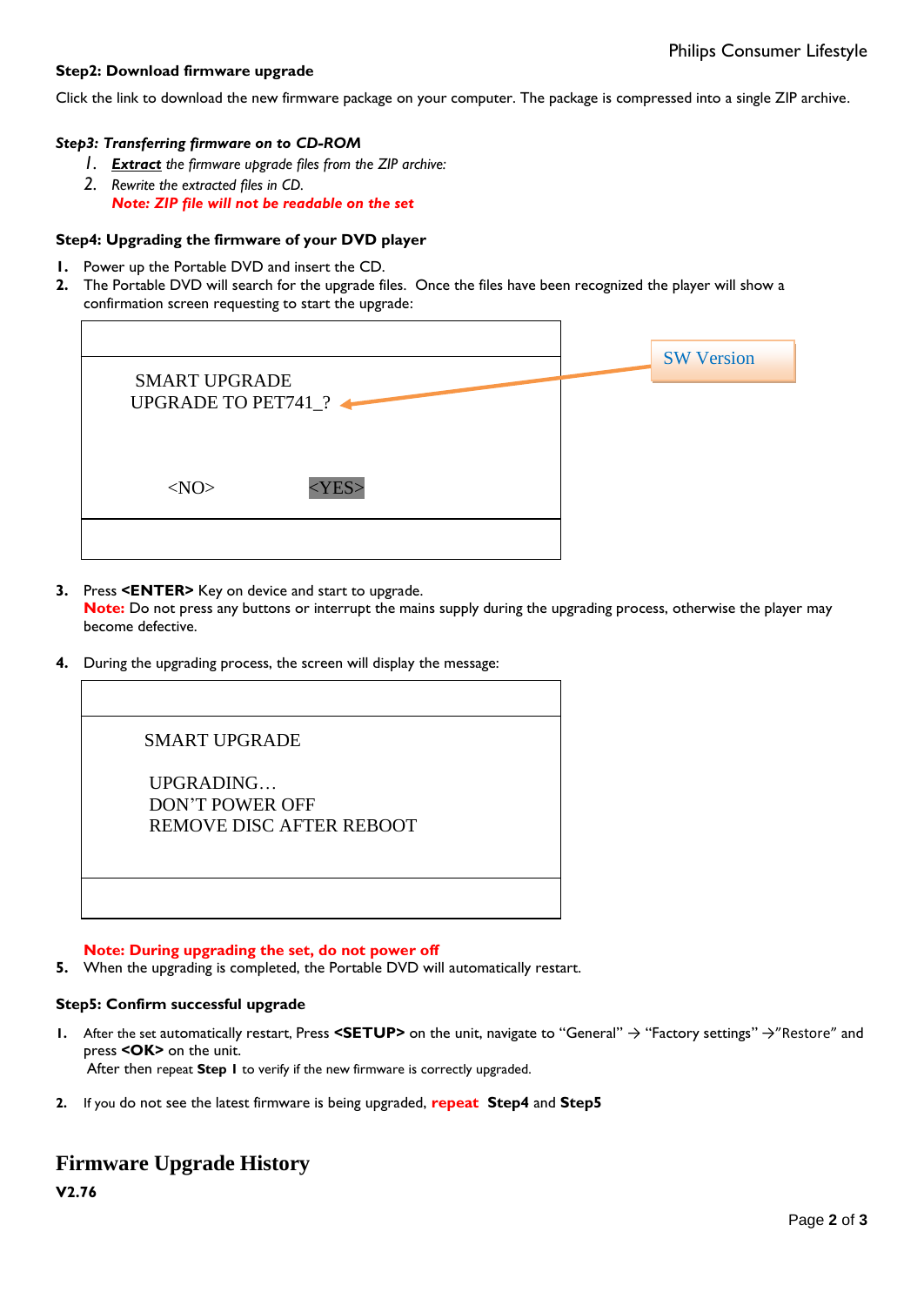**Step2: Download firmware upgrade**

Click the link to download the new firmware package on your computer. The package is compressed into a single ZIP archive.

***Step3: Transferring firmware on to CD-ROM***

1. ***Extract*** *the firmware upgrade files from the ZIP archive:*
2. *Rewrite the extracted files in CD.*
   ***Note: ZIP file will not be readable on the set***

**Step4: Upgrading the firmware of your DVD player**

1. Power up the Portable DVD and insert the CD.
2. The Portable DVD will search for the upgrade files. Once the files have been recognized the player will show a confirmation screen requesting to start the upgrade:

```
SMART UPGRADE
UPGRADE TO PET741_?        <-- SW Version

<NO>          <YES>
```

3. Press **<ENTER>** Key on device and start to upgrade.
   **Note:** Do not press any buttons or interrupt the mains supply during the upgrading process, otherwise the player may become defective.

4. During the upgrading process, the screen will display the message:

```
SMART UPGRADE

UPGRADING…
DON'T POWER OFF
REMOVE DISC AFTER REBOOT
```

**Note: During upgrading the set, do not power off**

5. When the upgrading is completed, the Portable DVD will automatically restart.

**Step5: Confirm successful upgrade**

1. After the set automatically restart, Press **<SETUP>** on the unit, navigate to "General" → "Factory settings" →"Restore" and press **<OK>** on the unit.
   After then repeat **Step 1** to verify if the new firmware is correctly upgraded.

2. If you do not see the latest firmware is being upgraded, **repeat** **Step4** and **Step5**

# Firmware Upgrade History

**V2.76**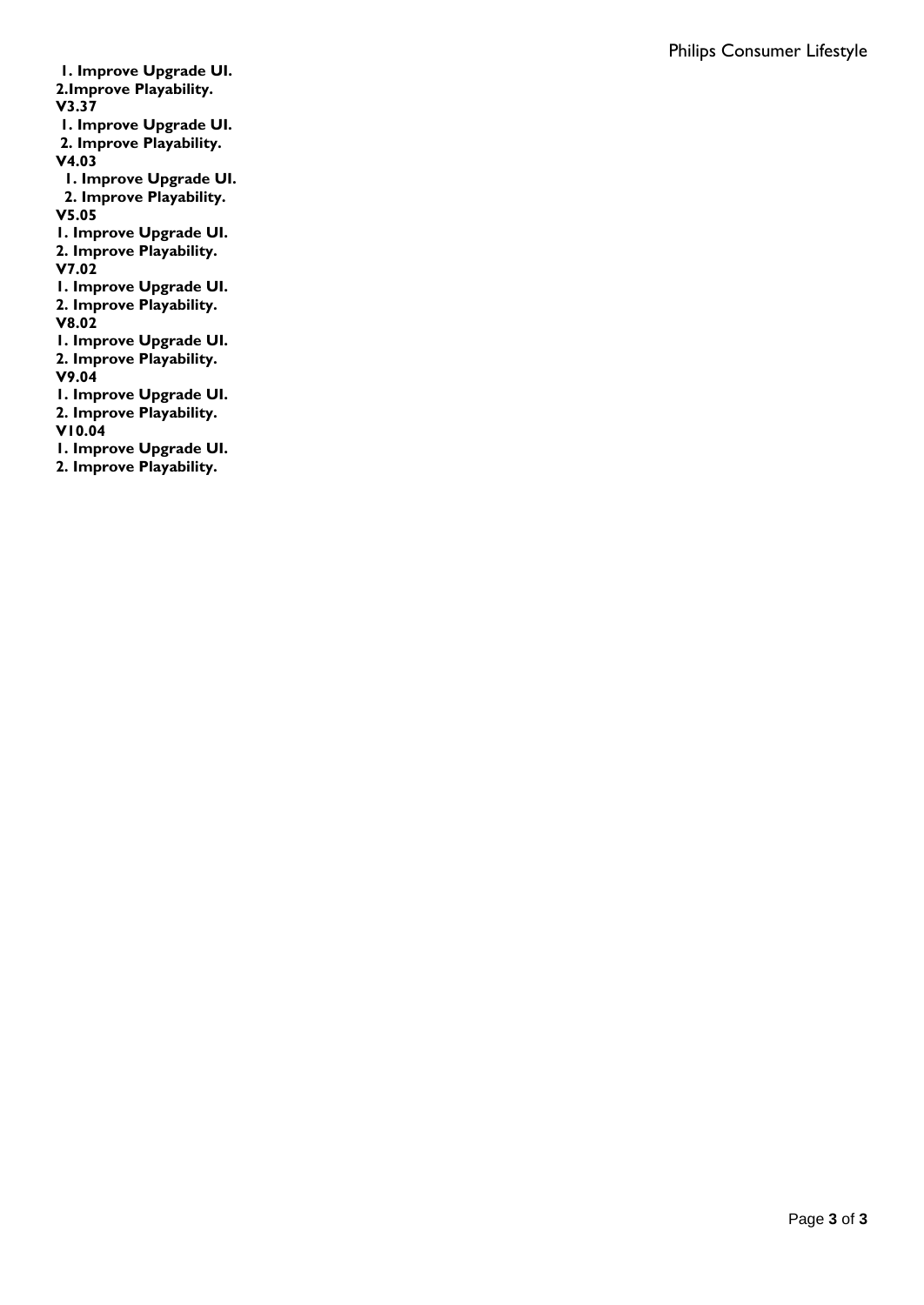**1. Improve Upgrade UI.**
**2.Improve Playability.**
**V3.37**
**1. Improve Upgrade UI.**
**2. Improve Playability.**
**V4.03**
**1. Improve Upgrade UI.**
**2. Improve Playability.**
**V5.05**
**1. Improve Upgrade UI.**
**2. Improve Playability.**
**V7.02**
**1. Improve Upgrade UI.**
**2. Improve Playability.**
**V8.02**
**1. Improve Upgrade UI.**
**2. Improve Playability.**
**V9.04**
**1. Improve Upgrade UI.**
**2. Improve Playability.**
**V10.04**
**1. Improve Upgrade UI.**
**2. Improve Playability.**